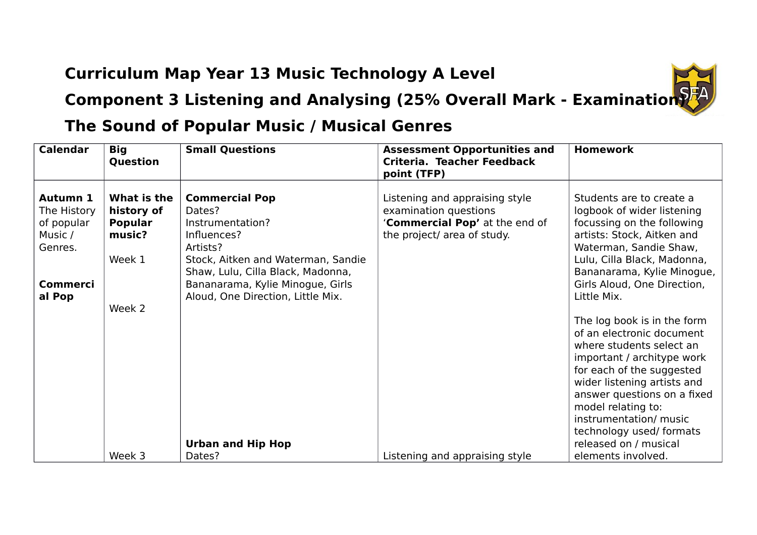# Curriculum Map Year 13 Music Technology A Level

## Component 3 Listening and Analysing (25% Overall Mark - Examination)

## The Sound of Popular Music / Musical Genres

| Calendar | Big Question | Small Questions | Assessment Opportunities and Criteria. Teacher Feedback point (TFP) | Homework |
|---|---|---|---|---|
| **Autumn 1** The History of popular Music / Genres.<br><br>**Commercial Pop** | **What is the history of Popular music?**<br><br>Week 1<br><br>Week 2 | **Commercial Pop**<br>Dates?<br>Instrumentation?<br>Influences?<br>Artists?<br>Stock, Aitken and Waterman, Sandie Shaw, Lulu, Cilla Black, Madonna, Bananarama, Kylie Minogue, Girls Aloud, One Direction, Little Mix. | Listening and appraising style examination questions '**Commercial Pop'** at the end of the project/ area of study. | Students are to create a logbook of wider listening focussing on the following artists: Stock, Aitken and Waterman, Sandie Shaw, Lulu, Cilla Black, Madonna, Bananarama, Kylie Minogue, Girls Aloud, One Direction, Little Mix.<br><br>The log book is in the form of an electronic document where students select an important / architype work for each of the suggested wider listening artists and answer questions on a fixed model relating to: instrumentation/ music technology used/ formats released on / musical elements involved. |
| | Week 3 | **Urban and Hip Hop**<br>Dates? | Listening and appraising style | |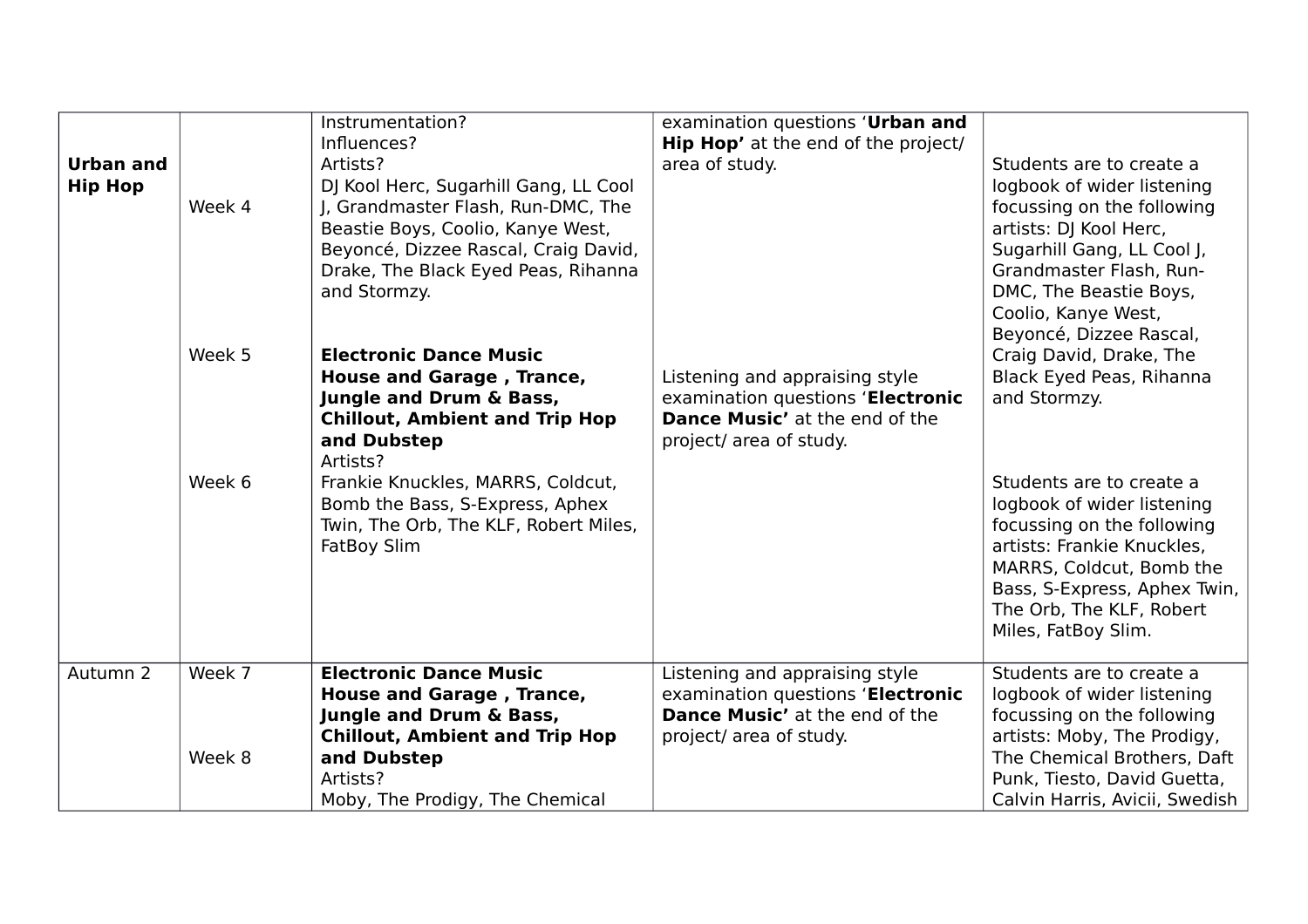| | | | | |
|---|---|---|---|---|
| **Urban and Hip Hop** | Week 4 | Instrumentation?<br>Influences?<br>Artists?<br>DJ Kool Herc, Sugarhill Gang, LL Cool J, Grandmaster Flash, Run-DMC, The Beastie Boys, Coolio, Kanye West, Beyoncé, Dizzee Rascal, Craig David, Drake, The Black Eyed Peas, Rihanna and Stormzy. | examination questions '**Urban and Hip Hop'** at the end of the project/ area of study. | Students are to create a logbook of wider listening focussing on the following artists: DJ Kool Herc, Sugarhill Gang, LL Cool J, Grandmaster Flash, Run-DMC, The Beastie Boys, Coolio, Kanye West, Beyoncé, Dizzee Rascal, Craig David, Drake, The Black Eyed Peas, Rihanna and Stormzy. |
| | Week 5<br><br>Week 6 | **Electronic Dance Music**<br>**House and Garage , Trance, Jungle and Drum & Bass, Chillout, Ambient and Trip Hop and Dubstep**<br>Artists?<br>Frankie Knuckles, MARRS, Coldcut, Bomb the Bass, S-Express, Aphex Twin, The Orb, The KLF, Robert Miles, FatBoy Slim | Listening and appraising style examination questions '**Electronic Dance Music'** at the end of the project/ area of study. | Students are to create a logbook of wider listening focussing on the following artists: Frankie Knuckles, MARRS, Coldcut, Bomb the Bass, S-Express, Aphex Twin, The Orb, The KLF, Robert Miles, FatBoy Slim. |
| Autumn 2 | Week 7<br><br>Week 8 | **Electronic Dance Music**<br>**House and Garage , Trance, Jungle and Drum & Bass, Chillout, Ambient and Trip Hop and Dubstep**<br>Artists?<br>Moby, The Prodigy, The Chemical | Listening and appraising style examination questions '**Electronic Dance Music'** at the end of the project/ area of study. | Students are to create a logbook of wider listening focussing on the following artists: Moby, The Prodigy, The Chemical Brothers, Daft Punk, Tiesto, David Guetta, Calvin Harris, Avicii, Swedish |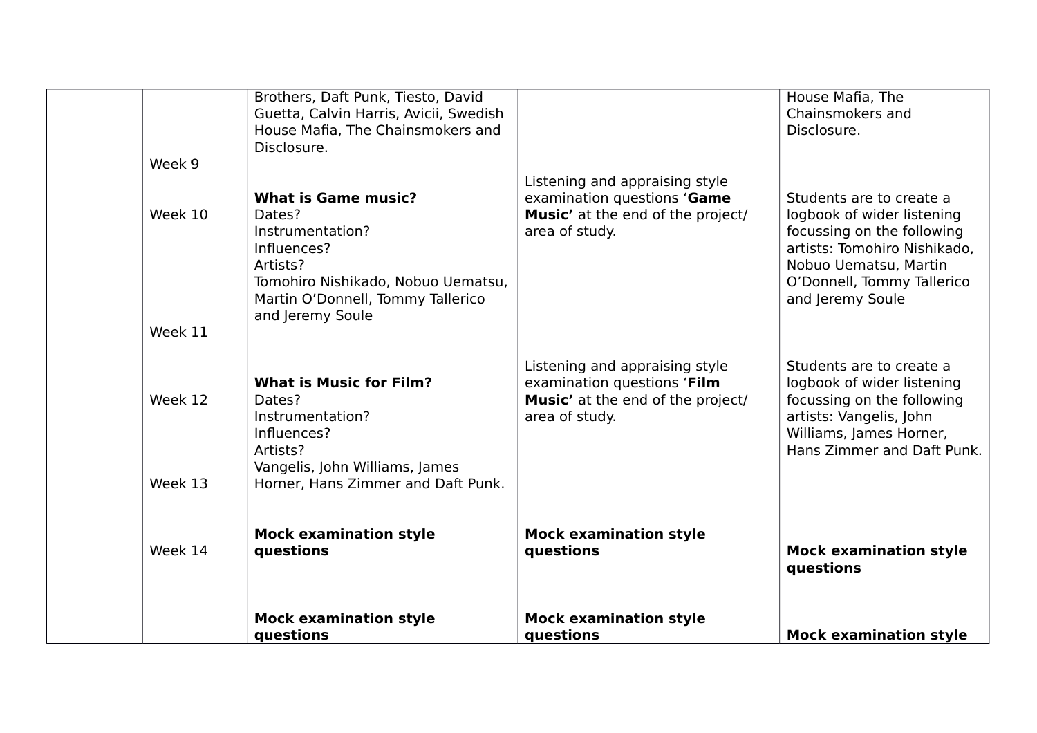| | | | | |
|---|---|---|---|---|
| | Week 9 | Brothers, Daft Punk, Tiesto, David Guetta, Calvin Harris, Avicii, Swedish House Mafia, The Chainsmokers and Disclosure. | | House Mafia, The Chainsmokers and Disclosure. |
| | Week 10<br><br>Week 11 | **What is Game music?**<br>Dates?<br>Instrumentation?<br>Influences?<br>Artists?<br>Tomohiro Nishikado, Nobuo Uematsu, Martin O'Donnell, Tommy Tallerico and Jeremy Soule | Listening and appraising style examination questions '**Game Music'** at the end of the project/ area of study. | Students are to create a logbook of wider listening focussing on the following artists: Tomohiro Nishikado, Nobuo Uematsu, Martin O'Donnell, Tommy Tallerico and Jeremy Soule |
| | Week 12<br><br>Week 13 | **What is Music for Film?**<br>Dates?<br>Instrumentation?<br>Influences?<br>Artists?<br>Vangelis, John Williams, James Horner, Hans Zimmer and Daft Punk. | Listening and appraising style examination questions '**Film Music'** at the end of the project/ area of study. | Students are to create a logbook of wider listening focussing on the following artists: Vangelis, John Williams, James Horner, Hans Zimmer and Daft Punk. |
| | Week 14 | **Mock examination style questions** | **Mock examination style questions** | **Mock examination style questions** |
| | | **Mock examination style questions** | **Mock examination style questions** | **Mock examination style** |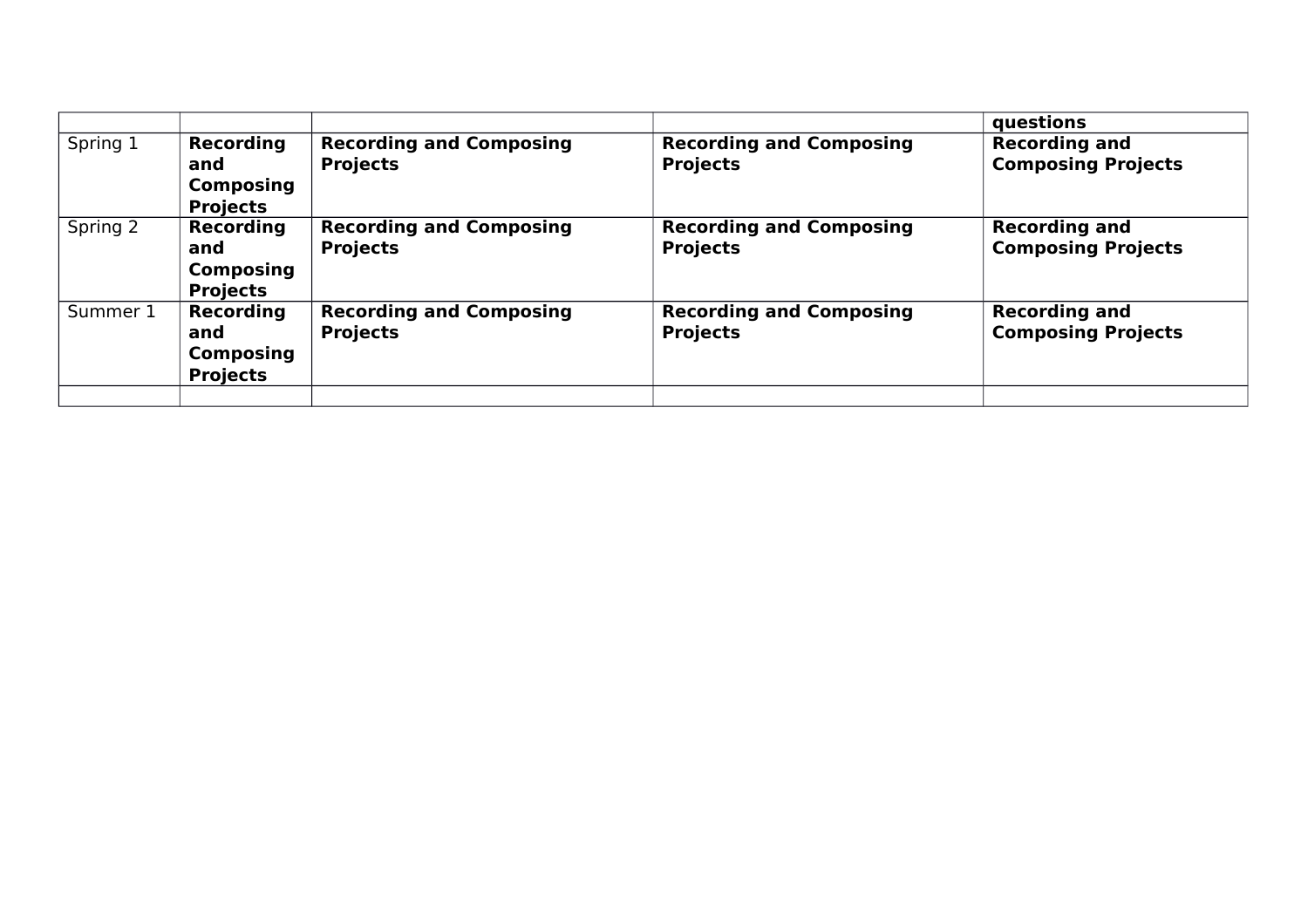| | | | | |
|---|---|---|---|---|
| | | | | **questions** |
| Spring 1 | **Recording and Composing Projects** | **Recording and Composing Projects** | **Recording and Composing Projects** | **Recording and Composing Projects** |
| Spring 2 | **Recording and Composing Projects** | **Recording and Composing Projects** | **Recording and Composing Projects** | **Recording and Composing Projects** |
| Summer 1 | **Recording and Composing Projects** | **Recording and Composing Projects** | **Recording and Composing Projects** | **Recording and Composing Projects** |
| | | | | |